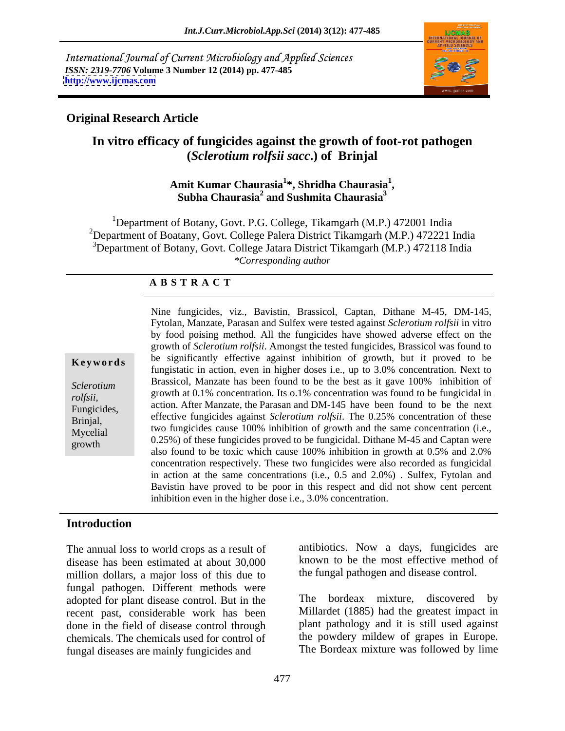International Journal of Current Microbiology and Applied Sciences
*ISSN: 2319-7706* **Volume 3 Number 12 (2014) pp. 477-485**
**http://www.ijcmas.com**

**Original Research Article**

# In vitro efficacy of fungicides against the growth of foot-rot pathogen (*Sclerotium rolfsii sacc*.) of Brinjal

**Amit Kumar Chaurasia[1]\*, Shridha Chaurasia[1], Subha Chaurasia[2] and Sushmita Chaurasia[3]**

[1]Department of Botany, Govt. P.G. College, Tikamgarh (M.P.) 472001 India
[2]Department of Boatany, Govt. College Palera District Tikamgarh (M.P.) 472221 India
[3]Department of Botany, Govt. College Jatara District Tikamgarh (M.P.) 472118 India
*\*Corresponding author*

## A B S T R A C T

**Keywords**

*Sclerotium rolfsii*, Fungicides, Brinjal, Mycelial growth

Nine fungicides, viz., Bavistin, Brassicol, Captan, Dithane M-45, DM-145, Fytolan, Manzate, Parasan and Sulfex were tested against *Sclerotium rolfsii* in vitro by food poising method. All the fungicides have showed adverse effect on the growth of *Sclerotium rolfsii*. Amongst the tested fungicides, Brassicol was found to be significantly effective against inhibition of growth, but it proved to be fungistatic in action, even in higher doses i.e., up to 3.0% concentration. Next to Brassicol, Manzate has been found to be the best as it gave 100% inhibition of growth at 0.1% concentration. Its o.1% concentration was found to be fungicidal in action. After Manzate, the Parasan and DM-145 have been found to be the next effective fungicides against *Sclerotium rolfsii*. The 0.25% concentration of these two fungicides cause 100% inhibition of growth and the same concentration (i.e., 0.25%) of these fungicides proved to be fungicidal. Dithane M-45 and Captan were also found to be toxic which cause 100% inhibition in growth at 0.5% and 2.0% concentration respectively. These two fungicides were also recorded as fungicidal in action at the same concentrations (i.e., 0.5 and 2.0%) . Sulfex, Fytolan and Bavistin have proved to be poor in this respect and did not show cent percent inhibition even in the higher dose i.e., 3.0% concentration.

## Introduction

The annual loss to world crops as a result of disease has been estimated at about 30,000 million dollars, a major loss of this due to fungal pathogen. Different methods were adopted for plant disease control. But in the recent past, considerable work has been done in the field of disease control through chemicals. The chemicals used for control of fungal diseases are mainly fungicides and antibiotics. Now a days, fungicides are known to be the most effective method of the fungal pathogen and disease control.

The bordeax mixture, discovered by Millardet (1885) had the greatest impact in plant pathology and it is still used against the powdery mildew of grapes in Europe. The Bordeax mixture was followed by lime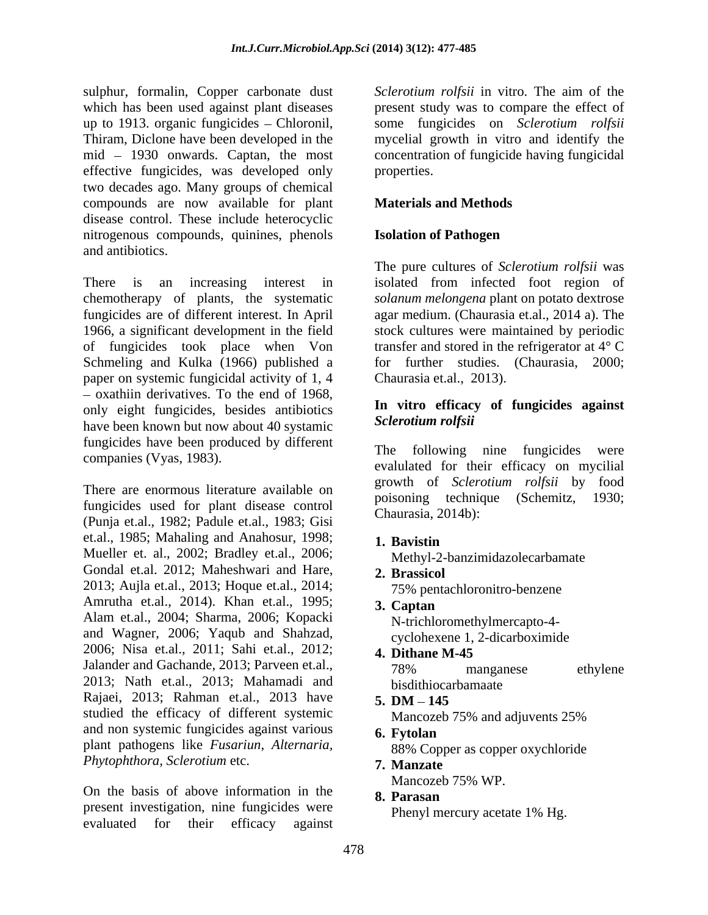sulphur, formalin, Copper carbonate dust which has been used against plant diseases up to 1913. organic fungicides – Chloronil, Thiram, Diclone have been developed in the mid – 1930 onwards. Captan, the most effective fungicides, was developed only two decades ago. Many groups of chemical compounds are now available for plant disease control. These include heterocyclic nitrogenous compounds, quinines, phenols and antibiotics.

There is an increasing interest in chemotherapy of plants, the systematic fungicides are of different interest. In April 1966, a significant development in the field of fungicides took place when Von Schmeling and Kulka (1966) published a paper on systemic fungicidal activity of 1, 4 – oxathiin derivatives. To the end of 1968, only eight fungicides, besides antibiotics have been known but now about 40 systamic fungicides have been produced by different companies (Vyas, 1983).

There are enormous literature available on fungicides used for plant disease control (Punja et.al., 1982; Padule et.al., 1983; Gisi et.al., 1985; Mahaling and Anahosur, 1998; Mueller et. al., 2002; Bradley et.al., 2006; Gondal et.al. 2012; Maheshwari and Hare, 2013; Aujla et.al., 2013; Hoque et.al., 2014; Amrutha et.al., 2014). Khan et.al., 1995; Alam et.al., 2004; Sharma, 2006; Kopacki and Wagner, 2006; Yaqub and Shahzad, 2006; Nisa et.al., 2011; Sahi et.al., 2012; Jalander and Gachande, 2013; Parveen et.al., 2013; Nath et.al., 2013; Mahamadi and Rajaei, 2013; Rahman et.al., 2013 have studied the efficacy of different systemic and non systemic fungicides against various plant pathogens like *Fusariun*, *Alternaria, Phytophthora, Sclerotium* etc.

On the basis of above information in the present investigation, nine fungicides were evaluated for their efficacy against *Sclerotium rolfsii* in vitro. The aim of the present study was to compare the effect of some fungicides on *Sclerotium rolfsii* mycelial growth in vitro and identify the concentration of fungicide having fungicidal properties.

## Materials and Methods

### Isolation of Pathogen

The pure cultures of *Sclerotium rolfsii* was isolated from infected foot region of *solanum melongena* plant on potato dextrose agar medium. (Chaurasia et.al., 2014 a). The stock cultures were maintained by periodic transfer and stored in the refrigerator at 4° C for further studies. (Chaurasia, 2000; Chaurasia et.al., 2013).

### In vitro efficacy of fungicides against *Sclerotium rolfsii*

The following nine fungicides were evaluated for their efficacy on mycilial growth of *Sclerotium rolfsii* by food poisoning technique (Schemitz, 1930; Chaurasia, 2014b):

1. **Bavistin**
   Methyl-2-banzimidazolecarbamate
2. **Brassicol**
   75% pentachloronitro-benzene
3. **Captan**
   N-trichloromethylmercapto-4-cyclohexene 1, 2-dicarboximide
4. **Dithane M-45**
   78% manganese ethylene bisdithiocarbamaate
5. **DM – 145**
   Mancozeb 75% and adjuvents 25%
6. **Fytolan**
   88% Copper as copper oxychloride
7. **Manzate**
   Mancozeb 75% WP.
8. **Parasan**
   Phenyl mercury acetate 1% Hg.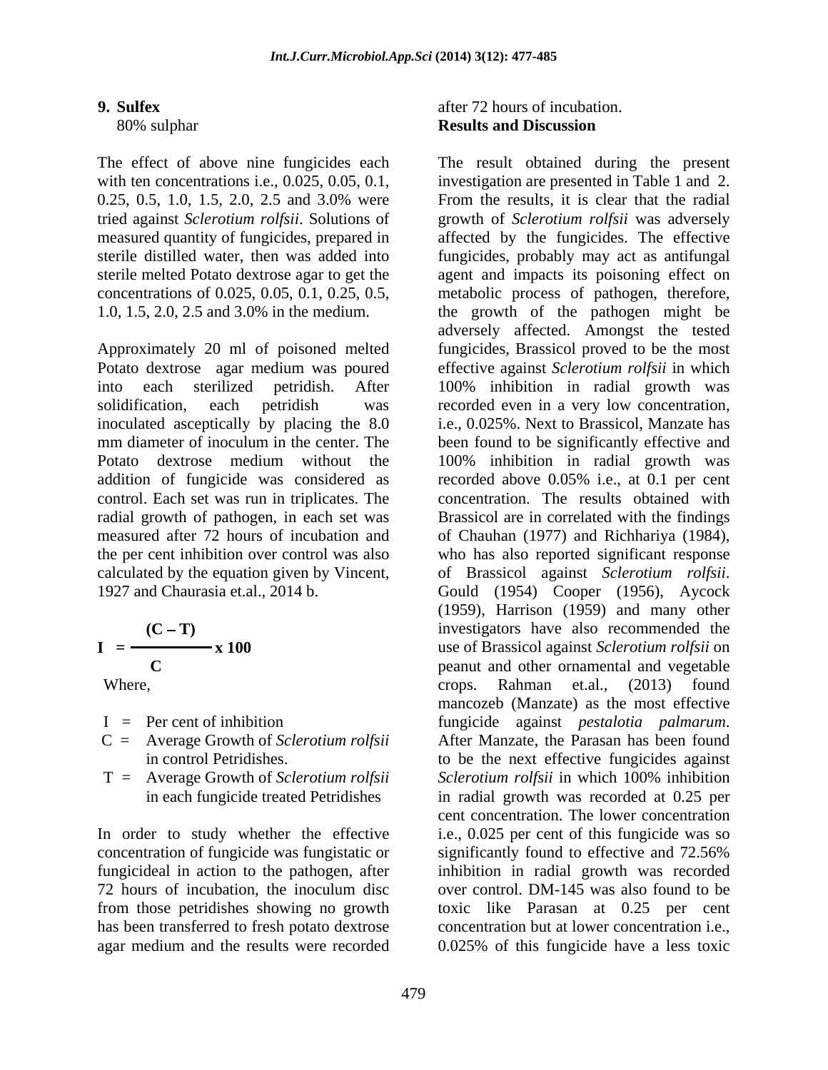**9. Sulfex**
80% sulphar

The effect of above nine fungicides each with ten concentrations i.e., 0.025, 0.05, 0.1, 0.25, 0.5, 1.0, 1.5, 2.0, 2.5 and 3.0% were tried against *Sclerotium rolfsii*. Solutions of measured quantity of fungicides, prepared in sterile distilled water, then was added into sterile melted Potato dextrose agar to get the concentrations of 0.025, 0.05, 0.1, 0.25, 0.5, 1.0, 1.5, 2.0, 2.5 and 3.0% in the medium.

Approximately 20 ml of poisoned melted Potato dextrose agar medium was poured into each sterilized petridish. After solidification, each petridish was inoculated asceptically by placing the 8.0 mm diameter of inoculum in the center. The Potato dextrose medium without the addition of fungicide was considered as control. Each set was run in triplicates. The radial growth of pathogen, in each set was measured after 72 hours of incubation and the per cent inhibition over control was also calculated by the equation given by Vincent, 1927 and Chaurasia et.al., 2014 b.

$$I = \frac{(C - T)}{C} \times 100$$

Where,

- I = Per cent of inhibition
- C = Average Growth of *Sclerotium rolfsii* in control Petridishes.
- T = Average Growth of *Sclerotium rolfsii* in each fungicide treated Petridishes

In order to study whether the effective concentration of fungicide was fungistatic or fungicideal in action to the pathogen, after 72 hours of incubation, the inoculum disc from those petridishes showing no growth has been transferred to fresh potato dextrose agar medium and the results were recorded after 72 hours of incubation.

## Results and Discussion

The result obtained during the present investigation are presented in Table 1 and 2. From the results, it is clear that the radial growth of *Sclerotium rolfsii* was adversely affected by the fungicides. The effective fungicides, probably may act as antifungal agent and impacts its poisoning effect on metabolic process of pathogen, therefore, the growth of the pathogen might be adversely affected. Amongst the tested fungicides, Brassicol proved to be the most effective against *Sclerotium rolfsii* in which 100% inhibition in radial growth was recorded even in a very low concentration, i.e., 0.025%. Next to Brassicol, Manzate has been found to be significantly effective and 100% inhibition in radial growth was recorded above 0.05% i.e., at 0.1 per cent concentration. The results obtained with Brassicol are in correlated with the findings of Chauhan (1977) and Richhariya (1984), who has also reported significant response of Brassicol against *Sclerotium rolfsii*. Gould (1954) Cooper (1956), Aycock (1959), Harrison (1959) and many other investigators have also recommended the use of Brassicol against *Sclerotium rolfsii* on peanut and other ornamental and vegetable crops. Rahman et.al., (2013) found mancozeb (Manzate) as the most effective fungicide against *pestalotia palmarum*. After Manzate, the Parasan has been found to be the next effective fungicides against *Sclerotium rolfsii* in which 100% inhibition in radial growth was recorded at 0.25 per cent concentration. The lower concentration i.e., 0.025 per cent of this fungicide was so significantly found to effective and 72.56% inhibition in radial growth was recorded over control. DM-145 was also found to be toxic like Parasan at 0.25 per cent concentration but at lower concentration i.e., 0.025% of this fungicide have a less toxic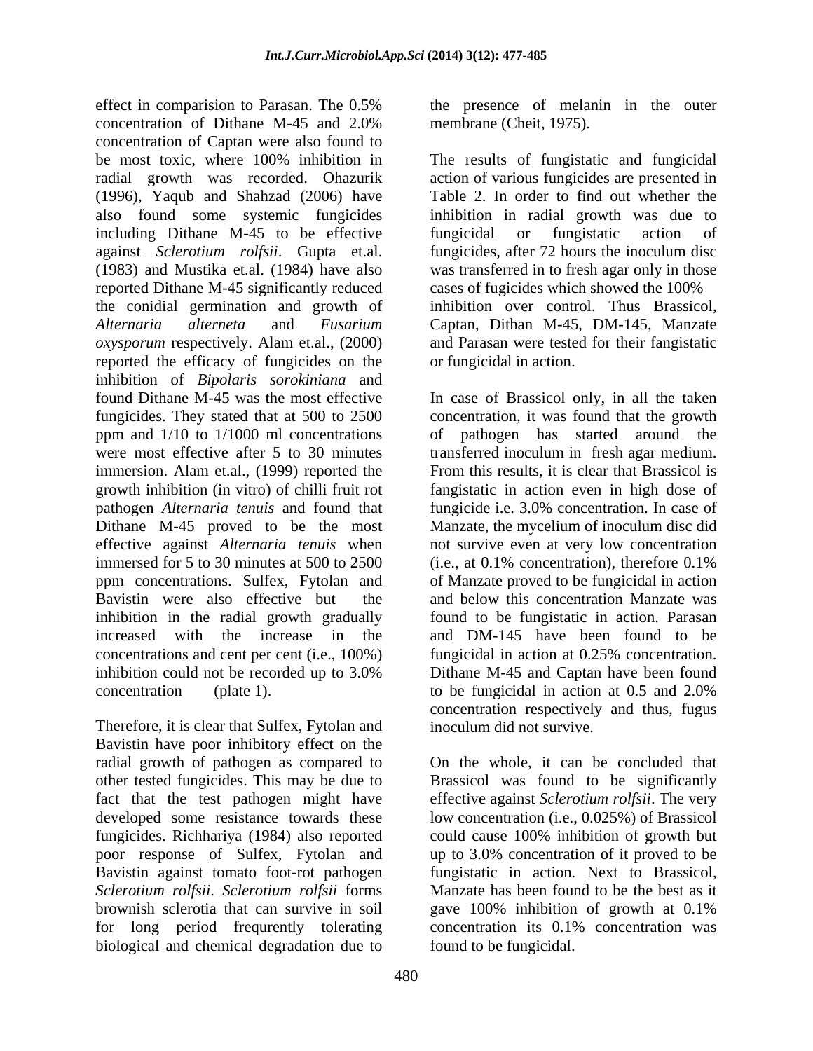effect in comparision to Parasan. The 0.5% concentration of Dithane M-45 and 2.0% concentration of Captan were also found to be most toxic, where 100% inhibition in radial growth was recorded. Ohazurik (1996), Yaqub and Shahzad (2006) have also found some systemic fungicides including Dithane M-45 to be effective against *Sclerotium rolfsii*. Gupta et.al. (1983) and Mustika et.al. (1984) have also reported Dithane M-45 significantly reduced the conidial germination and growth of *Alternaria alterneta* and *Fusarium oxysporum* respectively. Alam et.al., (2000) reported the efficacy of fungicides on the inhibition of *Bipolaris sorokiniana* and found Dithane M-45 was the most effective fungicides. They stated that at 500 to 2500 ppm and 1/10 to 1/1000 ml concentrations were most effective after 5 to 30 minutes immersion. Alam et.al., (1999) reported the growth inhibition (in vitro) of chilli fruit rot pathogen *Alternaria tenuis* and found that Dithane M-45 proved to be the most effective against *Alternaria tenuis* when immersed for 5 to 30 minutes at 500 to 2500 ppm concentrations. Sulfex, Fytolan and Bavistin were also effective but the inhibition in the radial growth gradually increased with the increase in the concentrations and cent per cent (i.e., 100%) inhibition could not be recorded up to 3.0% concentration (plate 1).

Therefore, it is clear that Sulfex, Fytolan and Bavistin have poor inhibitory effect on the radial growth of pathogen as compared to other tested fungicides. This may be due to fact that the test pathogen might have developed some resistance towards these fungicides. Richhariya (1984) also reported poor response of Sulfex, Fytolan and Bavistin against tomato foot-rot pathogen *Sclerotium rolfsii*. *Sclerotium rolfsii* forms brownish sclerotia that can survive in soil for long period frequrently tolerating biological and chemical degradation due to the presence of melanin in the outer membrane (Cheit, 1975).

The results of fungistatic and fungicidal action of various fungicides are presented in Table 2. In order to find out whether the inhibition in radial growth was due to fungicidal or fungistatic action of fungicides, after 72 hours the inoculum disc was transferred in to fresh agar only in those cases of fugicides which showed the 100% inhibition over control. Thus Brassicol, Captan, Dithan M-45, DM-145, Manzate and Parasan were tested for their fangistatic or fungicidal in action.

In case of Brassicol only, in all the taken concentration, it was found that the growth of pathogen has started around the transferred inoculum in fresh agar medium. From this results, it is clear that Brassicol is fangistatic in action even in high dose of fungicide i.e. 3.0% concentration. In case of Manzate, the mycelium of inoculum disc did not survive even at very low concentration (i.e., at 0.1% concentration), therefore 0.1% of Manzate proved to be fungicidal in action and below this concentration Manzate was found to be fungistatic in action. Parasan and DM-145 have been found to be fungicidal in action at 0.25% concentration. Dithane M-45 and Captan have been found to be fungicidal in action at 0.5 and 2.0% concentration respectively and thus, fugus inoculum did not survive.

On the whole, it can be concluded that Brassicol was found to be significantly effective against *Sclerotium rolfsii*. The very low concentration (i.e., 0.025%) of Brassicol could cause 100% inhibition of growth but up to 3.0% concentration of it proved to be fungistatic in action. Next to Brassicol, Manzate has been found to be the best as it gave 100% inhibition of growth at 0.1% concentration its 0.1% concentration was found to be fungicidal.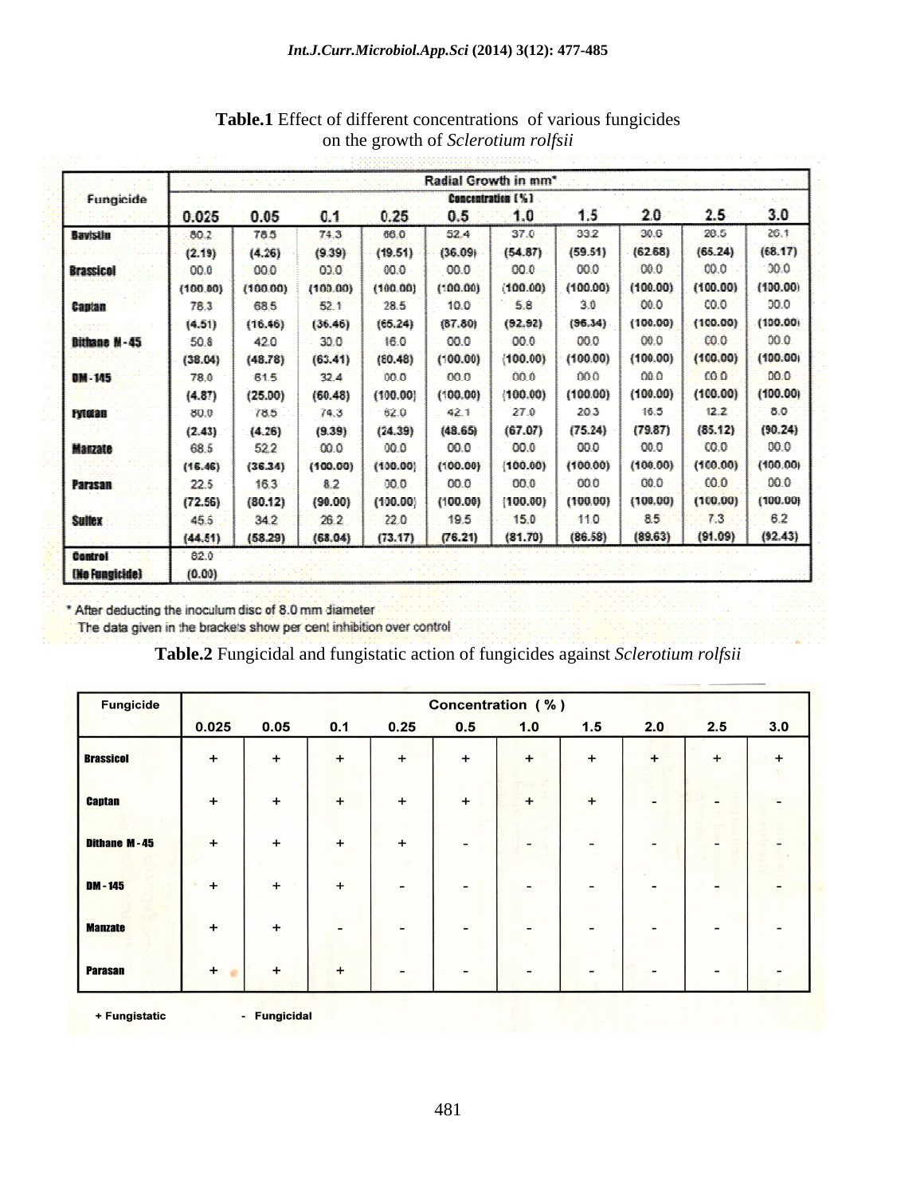**Table.1** Effect of different concentrations of various fungicides on the growth of *Sclerotium rolfsii*

| Fungicide | Radial Growth in mm* | | | | | | | | | |
|---|---|---|---|---|---|---|---|---|---|---|
| | Concentration (%) | | | | | | | | | |
| | 0.025 | 0.05 | 0.1 | 0.25 | 0.5 | 1.0 | 1.5 | 2.0 | 2.5 | 3.0 |
| Bavistin | 80.2 | 78.5 | 74.3 | 66.0 | 52.4 | 37.0 | 33.2 | 30.6 | 28.5 | 26.1 |
| | (2.19) | (4.26) | (9.39) | (19.51) | (36.09) | (54.87) | (59.51) | (62.68) | (65.24) | (68.17) |
| Brassicol | 00.0 | 00.0 | 00.0 | 00.0 | 00.0 | 00.0 | 00.0 | 00.0 | 00.0 | 00.0 |
| | (100.00) | (100.00) | (100.00) | (100.00) | (100.00) | (100.00) | (100.00) | (100.00) | (100.00) | (100.00) |
| Captan | 78.3 | 68.5 | 52.1 | 28.5 | 10.0 | 5.8 | 3.0 | 00.0 | 00.0 | 00.0 |
| | (4.51) | (16.46) | (36.46) | (65.24) | (87.80) | (92.92) | (96.34) | (100.00) | (100.00) | (100.00) |
| Dithane M-45 | 50.8 | 42.0 | 30.0 | 16.0 | 00.0 | 00.0 | 00.0 | 00.0 | 00.0 | 00.0 |
| | (38.04) | (48.78) | (63.41) | (80.48) | (100.00) | (100.00) | (100.00) | (100.00) | (100.00) | (100.00) |
| DM-145 | 78.0 | 61.5 | 32.4 | 00.0 | 00.0 | 00.0 | 00.0 | 00.0 | 00.0 | 00.0 |
| | (4.87) | (25.00) | (60.48) | (100.00) | (100.00) | (100.00) | (100.00) | (100.00) | (100.00) | (100.00) |
| Fytolan | 80.0 | 78.5 | 74.3 | 62.0 | 42.1 | 27.0 | 20.3 | 16.5 | 12.2 | 8.0 |
| | (2.43) | (4.26) | (9.39) | (24.39) | (48.65) | (67.07) | (75.24) | (79.87) | (85.12) | (90.24) |
| Manzate | 68.5 | 52.2 | 00.0 | 00.0 | 00.0 | 00.0 | 00.0 | 00.0 | 00.0 | 00.0 |
| | (16.46) | (36.34) | (100.00) | (100.00) | (100.00) | (100.00) | (100.00) | (100.00) | (100.00) | (100.00) |
| Parasan | 22.5 | 16.3 | 8.2 | 00.0 | 00.0 | 00.0 | 00.0 | 00.0 | 00.0 | 00.0 |
| | (72.56) | (80.12) | (90.00) | (100.00) | (100.00) | (100.00) | (100.00) | (100.00) | (100.00) | (100.00) |
| Sulfex | 45.5 | 34.2 | 26.2 | 22.0 | 19.5 | 15.0 | 11.0 | 8.5 | 7.3 | 6.2 |
| | (44.51) | (58.29) | (68.04) | (73.17) | (76.21) | (81.70) | (86.58) | (89.63) | (91.09) | (92.43) |
| Control (No Fungicide) | 82.0 | | | | | | | | | |
| | (0.00) | | | | | | | | | |

\* After deducting the inoculum disc of 8.0 mm diameter
The data given in the brackets show per cent inhibition over control

**Table.2** Fungicidal and fungistatic action of fungicides against *Sclerotium rolfsii*

| Fungicide | Concentration (%) | | | | | | | | | |
|---|---|---|---|---|---|---|---|---|---|---|
| | 0.025 | 0.05 | 0.1 | 0.25 | 0.5 | 1.0 | 1.5 | 2.0 | 2.5 | 3.0 |
| Brassicol | + | + | + | + | + | + | + | + | + | + |
| Captan | + | + | + | + | + | + | + | - | - | - |
| Dithane M-45 | + | + | + | + | - | - | - | - | - | - |
| DM-145 | + | + | + | - | - | - | - | - | - | - |
| Manzate | + | + | - | - | - | - | - | - | - | - |
| Parasan | + | + | + | - | - | - | - | - | - | - |

\+ Fungistatic - Fungicidal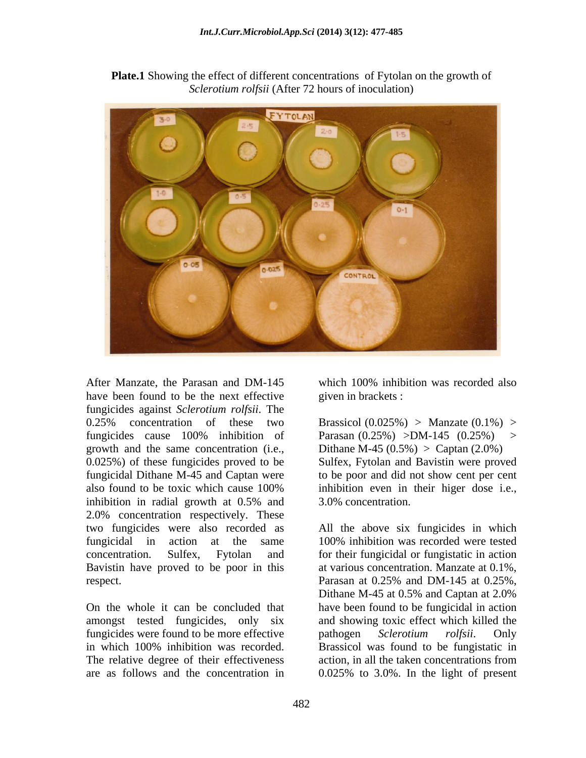**Plate.1** Showing the effect of different concentrations of Fytolan on the growth of *Sclerotium rolfsii* (After 72 hours of inoculation)

After Manzate, the Parasan and DM-145 have been found to be the next effective fungicides against *Sclerotium rolfsii*. The 0.25% concentration of these two fungicides cause 100% inhibition of growth and the same concentration (i.e., 0.025%) of these fungicides proved to be fungicidal Dithane M-45 and Captan were also found to be toxic which cause 100% inhibition in radial growth at 0.5% and 2.0% concentration respectively. These two fungicides were also recorded as fungicidal in action at the same concentration. Sulfex, Fytolan and Bavistin have proved to be poor in this respect.

On the whole it can be concluded that amongst tested fungicides, only six fungicides were found to be more effective in which 100% inhibition was recorded. The relative degree of their effectiveness are as follows and the concentration in which 100% inhibition was recorded also given in brackets :

Brassicol (0.025%) > Manzate (0.1%) > Parasan (0.25%) >DM-145 (0.25%) > Dithane M-45 (0.5%) > Captan (2.0%) Sulfex, Fytolan and Bavistin were proved to be poor and did not show cent per cent inhibition even in their higer dose i.e., 3.0% concentration.

All the above six fungicides in which 100% inhibition was recorded were tested for their fungicidal or fungistatic in action at various concentration. Manzate at 0.1%, Parasan at 0.25% and DM-145 at 0.25%, Dithane M-45 at 0.5% and Captan at 2.0% have been found to be fungicidal in action and showing toxic effect which killed the pathogen *Sclerotium rolfsii*. Only Brassicol was found to be fungistatic in action, in all the taken concentrations from 0.025% to 3.0%. In the light of present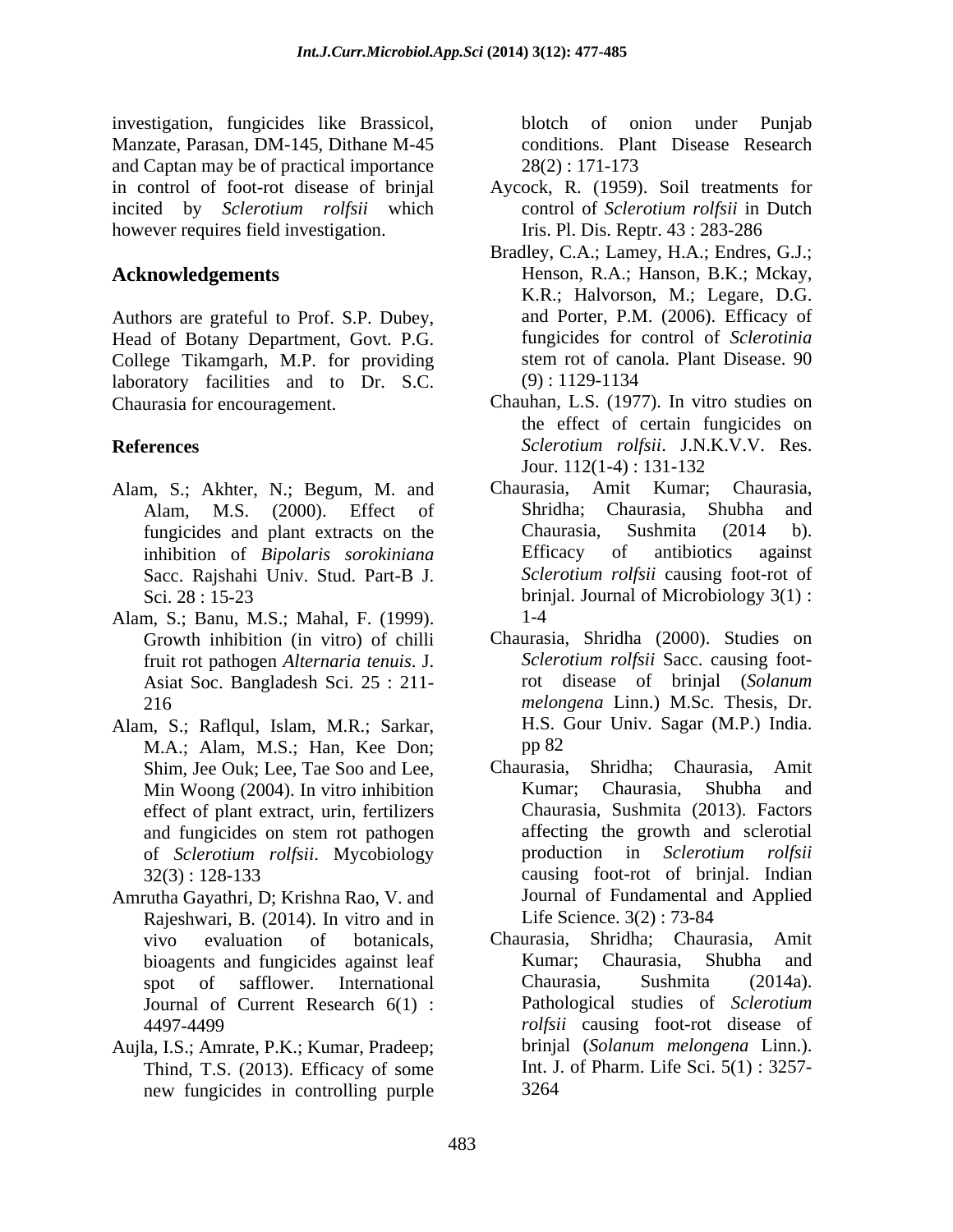investigation, fungicides like Brassicol, Manzate, Parasan, DM-145, Dithane M-45 and Captan may be of practical importance in control of foot-rot disease of brinjal incited by *Sclerotium rolfsii* which however requires field investigation.

## Acknowledgements

Authors are grateful to Prof. S.P. Dubey, Head of Botany Department, Govt. P.G. College Tikamgarh, M.P. for providing laboratory facilities and to Dr. S.C. Chaurasia for encouragement.

## References

Alam, S.; Akhter, N.; Begum, M. and Alam, M.S. (2000). Effect of fungicides and plant extracts on the inhibition of *Bipolaris sorokiniana* Sacc. Rajshahi Univ. Stud. Part-B J. Sci. 28 : 15-23

Alam, S.; Banu, M.S.; Mahal, F. (1999). Growth inhibition (in vitro) of chilli fruit rot pathogen *Alternaria tenuis*. J. Asiat Soc. Bangladesh Sci. 25 : 211-216

Alam, S.; Raflqul, Islam, M.R.; Sarkar, M.A.; Alam, M.S.; Han, Kee Don; Shim, Jee Ouk; Lee, Tae Soo and Lee, Min Woong (2004). In vitro inhibition effect of plant extract, urin, fertilizers and fungicides on stem rot pathogen of *Sclerotium rolfsii*. Mycobiology 32(3) : 128-133

Amrutha Gayathri, D; Krishna Rao, V. and Rajeshwari, B. (2014). In vitro and in vivo evaluation of botanicals, bioagents and fungicides against leaf spot of safflower. International Journal of Current Research 6(1) : 4497-4499

Aujla, I.S.; Amrate, P.K.; Kumar, Pradeep; Thind, T.S. (2013). Efficacy of some new fungicides in controlling purple blotch of onion under Punjab conditions. Plant Disease Research 28(2) : 171-173

Aycock, R. (1959). Soil treatments for control of *Sclerotium rolfsii* in Dutch Iris. Pl. Dis. Reptr. 43 : 283-286

Bradley, C.A.; Lamey, H.A.; Endres, G.J.; Henson, R.A.; Hanson, B.K.; Mckay, K.R.; Halvorson, M.; Legare, D.G. and Porter, P.M. (2006). Efficacy of fungicides for control of *Sclerotinia* stem rot of canola. Plant Disease. 90 (9) : 1129-1134

Chauhan, L.S. (1977). In vitro studies on the effect of certain fungicides on *Sclerotium rolfsii*. J.N.K.V.V. Res. Jour. 112(1-4) : 131-132

Chaurasia, Amit Kumar; Chaurasia, Shridha; Chaurasia, Shubha and Chaurasia, Sushmita (2014 b). Efficacy of antibiotics against *Sclerotium rolfsii* causing foot-rot of brinjal. Journal of Microbiology 3(1) : 1-4

Chaurasia, Shridha (2000). Studies on *Sclerotium rolfsii* Sacc. causing foot-rot disease of brinjal (*Solanum melongena* Linn.) M.Sc. Thesis, Dr. H.S. Gour Univ. Sagar (M.P.) India. pp 82

Chaurasia, Shridha; Chaurasia, Amit Kumar; Chaurasia, Shubha and Chaurasia, Sushmita (2013). Factors affecting the growth and sclerotial production in *Sclerotium rolfsii* causing foot-rot of brinjal. Indian Journal of Fundamental and Applied Life Science. 3(2) : 73-84

Chaurasia, Shridha; Chaurasia, Amit Kumar; Chaurasia, Shubha and Chaurasia, Sushmita (2014a). Pathological studies of *Sclerotium rolfsii* causing foot-rot disease of brinjal (*Solanum melongena* Linn.). Int. J. of Pharm. Life Sci. 5(1) : 3257-3264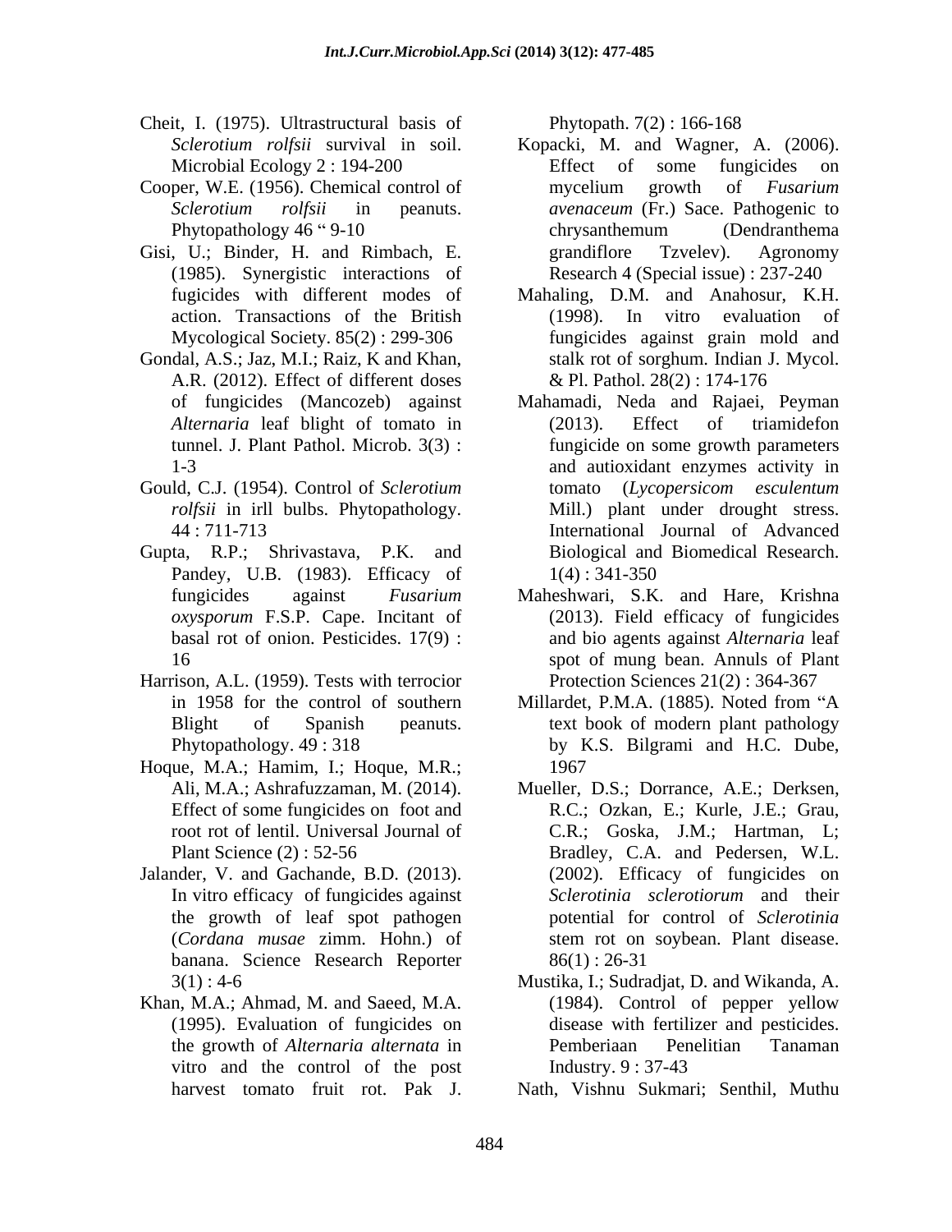Cheit, I. (1975). Ultrastructural basis of *Sclerotium rolfsii* survival in soil. Microbial Ecology 2 : 194-200

Cooper, W.E. (1956). Chemical control of *Sclerotium rolfsii* in peanuts. Phytopathology 46 " 9-10

Gisi, U.; Binder, H. and Rimbach, E. (1985). Synergistic interactions of fugicides with different modes of action. Transactions of the British Mycological Society. 85(2) : 299-306

Gondal, A.S.; Jaz, M.I.; Raiz, K and Khan, A.R. (2012). Effect of different doses of fungicides (Mancozeb) against *Alternaria* leaf blight of tomato in tunnel. J. Plant Pathol. Microb. 3(3) : 1-3

Gould, C.J. (1954). Control of *Sclerotium rolfsii* in irll bulbs. Phytopathology. 44 : 711-713

Gupta, R.P.; Shrivastava, P.K. and Pandey, U.B. (1983). Efficacy of fungicides against *Fusarium oxysporum* F.S.P. Cape. Incitant of basal rot of onion. Pesticides. 17(9) : 16

Harrison, A.L. (1959). Tests with terrocior in 1958 for the control of southern Blight of Spanish peanuts. Phytopathology. 49 : 318

Hoque, M.A.; Hamim, I.; Hoque, M.R.; Ali, M.A.; Ashrafuzzaman, M. (2014). Effect of some fungicides on foot and root rot of lentil. Universal Journal of Plant Science (2) : 52-56

Jalander, V. and Gachande, B.D. (2013). In vitro efficacy of fungicides against the growth of leaf spot pathogen (*Cordana musae* zimm. Hohn.) of banana. Science Research Reporter 3(1) : 4-6

Khan, M.A.; Ahmad, M. and Saeed, M.A. (1995). Evaluation of fungicides on the growth of *Alternaria alternata* in vitro and the control of the post harvest tomato fruit rot. Pak J. Phytopath. 7(2) : 166-168

Kopacki, M. and Wagner, A. (2006). Effect of some fungicides on mycelium growth of *Fusarium avenaceum* (Fr.) Sace. Pathogenic to chrysanthemum (Dendranthema grandiflore Tzvelev). Agronomy Research 4 (Special issue) : 237-240

Mahaling, D.M. and Anahosur, K.H. (1998). In vitro evaluation of fungicides against grain mold and stalk rot of sorghum. Indian J. Mycol. & Pl. Pathol. 28(2) : 174-176

Mahamadi, Neda and Rajaei, Peyman (2013). Effect of triamidefon fungicide on some growth parameters and autioxidant enzymes activity in tomato (*Lycopersicom esculentum* Mill.) plant under drought stress. International Journal of Advanced Biological and Biomedical Research. 1(4) : 341-350

Maheshwari, S.K. and Hare, Krishna (2013). Field efficacy of fungicides and bio agents against *Alternaria* leaf spot of mung bean. Annuls of Plant Protection Sciences 21(2) : 364-367

Millardet, P.M.A. (1885). Noted from "A text book of modern plant pathology by K.S. Bilgrami and H.C. Dube, 1967

Mueller, D.S.; Dorrance, A.E.; Derksen, R.C.; Ozkan, E.; Kurle, J.E.; Grau, C.R.; Goska, J.M.; Hartman, L; Bradley, C.A. and Pedersen, W.L. (2002). Efficacy of fungicides on *Sclerotinia sclerotiorum* and their potential for control of *Sclerotinia* stem rot on soybean. Plant disease. 86(1) : 26-31

Mustika, I.; Sudradjat, D. and Wikanda, A. (1984). Control of pepper yellow disease with fertilizer and pesticides. Pemberiaan Penelitian Tanaman Industry. 9 : 37-43

Nath, Vishnu Sukmari; Senthil, Muthu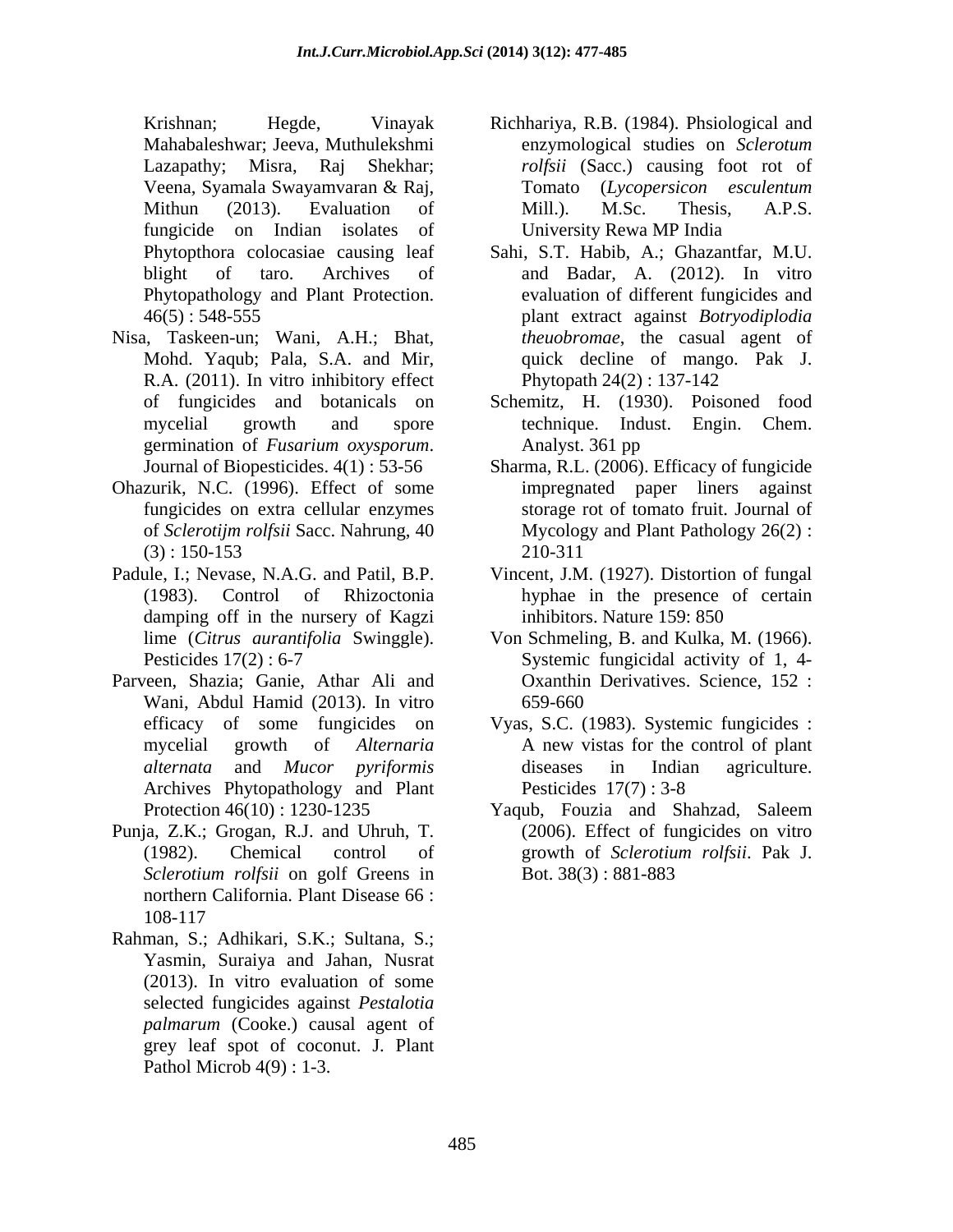Krishnan; Hegde, Vinayak Mahabaleshwar; Jeeva, Muthulekshmi Lazapathy; Misra, Raj Shekhar; Veena, Syamala Swayamvaran & Raj, Mithun (2013). Evaluation of fungicide on Indian isolates of Phytopthora colocasiae causing leaf blight of taro. Archives of Phytopathology and Plant Protection. 46(5) : 548-555

Nisa, Taskeen-un; Wani, A.H.; Bhat, Mohd. Yaqub; Pala, S.A. and Mir, R.A. (2011). In vitro inhibitory effect of fungicides and botanicals on mycelial growth and spore germination of *Fusarium oxysporum*. Journal of Biopesticides. 4(1) : 53-56

Ohazurik, N.C. (1996). Effect of some fungicides on extra cellular enzymes of *Sclerotijm rolfsii* Sacc. Nahrung, 40 (3) : 150-153

Padule, I.; Nevase, N.A.G. and Patil, B.P. (1983). Control of Rhizoctonia damping off in the nursery of Kagzi lime (*Citrus aurantifolia* Swinggle). Pesticides 17(2) : 6-7

Parveen, Shazia; Ganie, Athar Ali and Wani, Abdul Hamid (2013). In vitro efficacy of some fungicides on mycelial growth of *Alternaria alternata* and *Mucor pyriformis* Archives Phytopathology and Plant Protection 46(10) : 1230-1235

Punja, Z.K.; Grogan, R.J. and Uhruh, T. (1982). Chemical control of *Sclerotium rolfsii* on golf Greens in northern California. Plant Disease 66 : 108-117

Rahman, S.; Adhikari, S.K.; Sultana, S.; Yasmin, Suraiya and Jahan, Nusrat (2013). In vitro evaluation of some selected fungicides against *Pestalotia palmarum* (Cooke.) causal agent of grey leaf spot of coconut. J. Plant Pathol Microb 4(9) : 1-3.

Richhariya, R.B. (1984). Phsiological and enzymological studies on *Sclerotum rolfsii* (Sacc.) causing foot rot of Tomato (*Lycopersicon esculentum* Mill.). M.Sc. Thesis, A.P.S. University Rewa MP India

Sahi, S.T. Habib, A.; Ghazantfar, M.U. and Badar, A. (2012). In vitro evaluation of different fungicides and plant extract against *Botryodiplodia theuobromae*, the casual agent of quick decline of mango. Pak J. Phytopath 24(2) : 137-142

Schemitz, H. (1930). Poisoned food technique. Indust. Engin. Chem. Analyst. 361 pp

Sharma, R.L. (2006). Efficacy of fungicide impregnated paper liners against storage rot of tomato fruit. Journal of Mycology and Plant Pathology 26(2) : 210-311

Vincent, J.M. (1927). Distortion of fungal hyphae in the presence of certain inhibitors. Nature 159: 850

Von Schmeling, B. and Kulka, M. (1966). Systemic fungicidal activity of 1, 4-Oxanthin Derivatives. Science, 152 : 659-660

Vyas, S.C. (1983). Systemic fungicides : A new vistas for the control of plant diseases in Indian agriculture. Pesticides 17(7) : 3-8

Yaqub, Fouzia and Shahzad, Saleem (2006). Effect of fungicides on vitro growth of *Sclerotium rolfsii*. Pak J. Bot. 38(3) : 881-883